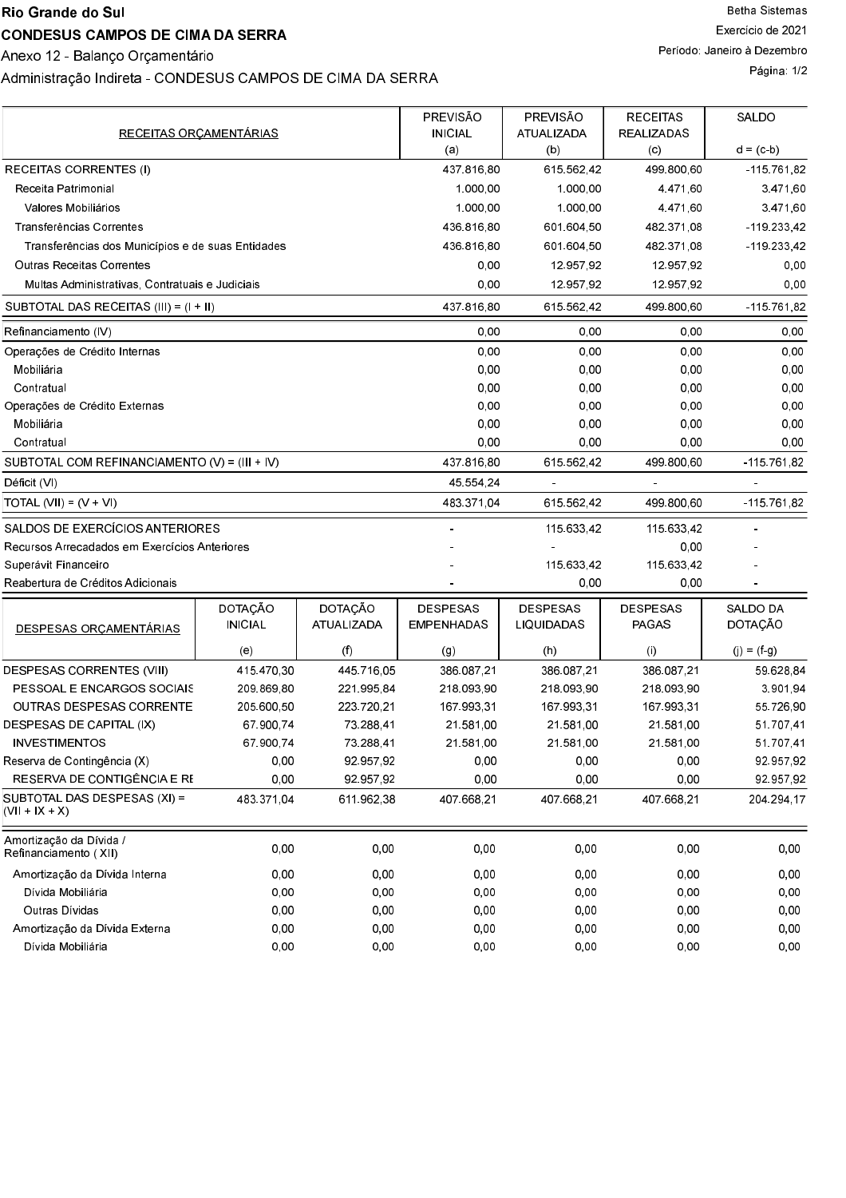**Rio Grande do Sul**

**CONDESUS CAMPOS DE CIMA DA SERRA**

Anexo 12 - Balanço Orçamentário

Administração Indireta - CONDESUS CAMPOS DE CIMA DA SERRA

Betha Sistemas

Exercício de 2021

Período: Janeiro à Dezembro

| RECEITAS ORÇAMENTÁRIAS | PREVISÃO INICIAL (a) | PREVISÃO ATUALIZADA (b) | RECEITAS REALIZADAS (c) | SALDO d = (c-b) |
|---|---|---|---|---|
| RECEITAS CORRENTES (I) | 437.816,80 | 615.562,42 | 499.800,60 | -115.761,82 |
| Receita Patrimonial | 1.000,00 | 1.000,00 | 4.471,60 | 3.471,60 |
| Valores Mobiliários | 1.000,00 | 1.000,00 | 4.471,60 | 3.471,60 |
| Transferências Correntes | 436.816,80 | 601.604,50 | 482.371,08 | -119.233,42 |
| Transferências dos Municípios e de suas Entidades | 436.816,80 | 601.604,50 | 482.371,08 | -119.233,42 |
| Outras Receitas Correntes | 0,00 | 12.957,92 | 12.957,92 | 0,00 |
| Multas Administrativas, Contratuais e Judiciais | 0,00 | 12.957,92 | 12.957,92 | 0,00 |
| SUBTOTAL DAS RECEITAS (III) = (I + II) | 437.816,80 | 615.562,42 | 499.800,60 | -115.761,82 |
| Refinanciamento (IV) | 0,00 | 0,00 | 0,00 | 0,00 |
| Operações de Crédito Internas | 0,00 | 0,00 | 0,00 | 0,00 |
| Mobiliária | 0,00 | 0,00 | 0,00 | 0,00 |
| Contratual | 0,00 | 0,00 | 0,00 | 0,00 |
| Operações de Crédito Externas | 0,00 | 0,00 | 0,00 | 0,00 |
| Mobiliária | 0,00 | 0,00 | 0,00 | 0,00 |
| Contratual | 0,00 | 0,00 | 0,00 | 0,00 |
| SUBTOTAL COM REFINANCIAMENTO (V) = (III + IV) | 437.816,80 | 615.562,42 | 499.800,60 | -115.761,82 |
| Déficit (VI) | 45.554,24 | - | - | - |
| TOTAL (VII) = (V + VI) | 483.371,04 | 615.562,42 | 499.800,60 | -115.761,82 |
| SALDOS DE EXERCÍCIOS ANTERIORES | - | 115.633,42 | 115.633,42 | - |
| Recursos Arrecadados em Exercícios Anteriores | - | - | 0,00 | - |
| Superávit Financeiro | - | 115.633,42 | 115.633,42 | - |
| Reabertura de Créditos Adicionais | - | 0,00 | 0,00 | - |

| DESPESAS ORÇAMENTÁRIAS | DOTAÇÃO INICIAL (e) | DOTAÇÃO ATUALIZADA (f) | DESPESAS EMPENHADAS (g) | DESPESAS LIQUIDADAS (h) | DESPESAS PAGAS (i) | SALDO DA DOTAÇÃO (j) = (f-g) |
|---|---|---|---|---|---|---|
| DESPESAS CORRENTES (VIII) | 415.470,30 | 445.716,05 | 386.087,21 | 386.087,21 | 386.087,21 | 59.628,84 |
| PESSOAL E ENCARGOS SOCIAIS | 209.869,80 | 221.995,84 | 218.093,90 | 218.093,90 | 218.093,90 | 3.901,94 |
| OUTRAS DESPESAS CORRENTE | 205.600,50 | 223.720,21 | 167.993,31 | 167.993,31 | 167.993,31 | 55.726,90 |
| DESPESAS DE CAPITAL (IX) | 67.900,74 | 73.288,41 | 21.581,00 | 21.581,00 | 21.581,00 | 51.707,41 |
| INVESTIMENTOS | 67.900,74 | 73.288,41 | 21.581,00 | 21.581,00 | 21.581,00 | 51.707,41 |
| Reserva de Contingência (X) | 0,00 | 92.957,92 | 0,00 | 0,00 | 0,00 | 92.957,92 |
| RESERVA DE CONTIGÊNCIA E RE | 0,00 | 92.957,92 | 0,00 | 0,00 | 0,00 | 92.957,92 |
| SUBTOTAL DAS DESPESAS (XI) = (VII + IX + X) | 483.371,04 | 611.962,38 | 407.668,21 | 407.668,21 | 407.668,21 | 204.294,17 |
| Amortização da Dívida / Refinanciamento ( XII) | 0,00 | 0,00 | 0,00 | 0,00 | 0,00 | 0,00 |
| Amortização da Dívida Interna | 0,00 | 0,00 | 0,00 | 0,00 | 0,00 | 0,00 |
| Dívida Mobiliária | 0,00 | 0,00 | 0,00 | 0,00 | 0,00 | 0,00 |
| Outras Dívidas | 0,00 | 0,00 | 0,00 | 0,00 | 0,00 | 0,00 |
| Amortização da Dívida Externa | 0,00 | 0,00 | 0,00 | 0,00 | 0,00 | 0,00 |
| Dívida Mobiliária | 0,00 | 0,00 | 0,00 | 0,00 | 0,00 | 0,00 |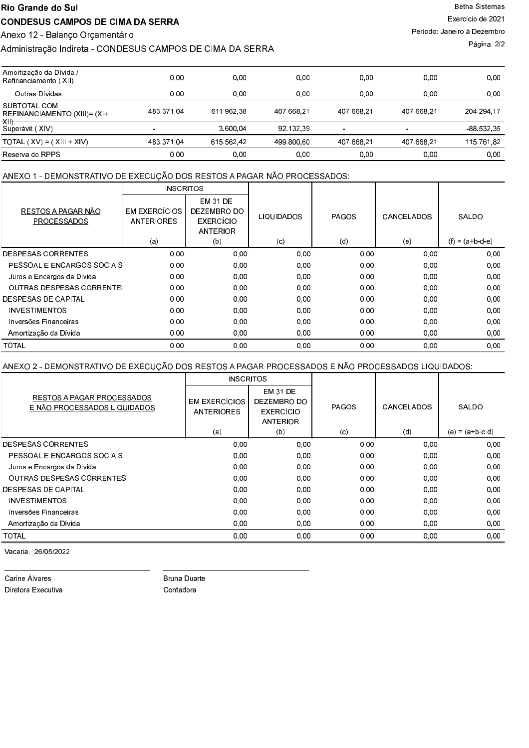| | | | | | | |
|---|---|---|---|---|---|---|
| Amortização da Dívida / Refinanciamento ( XII) | 0,00 | 0,00 | 0,00 | 0,00 | 0,00 | 0,00 |
| Outras Dívidas | 0,00 | 0,00 | 0,00 | 0,00 | 0,00 | 0,00 |
| SUBTOTAL COM REFINANCIAMENTO (XIII)= (XI+ XII) | 483.371,04 | 611.962,38 | 407.668,21 | 407.668,21 | 407.668,21 | 204.294,17 |
| Superávit ( XIV) | - | 3.600,04 | 92.132,39 | - | - | -88.532,35 |
| TOTAL ( XV) = ( XIII + XIV) | 483.371,04 | 615.562,42 | 499.800,60 | 407.668,21 | 407.668,21 | 115.761,82 |
| Reserva do RPPS | 0,00 | 0,00 | 0,00 | 0,00 | 0,00 | 0,00 |

## ANEXO 1 - DEMONSTRATIVO DE EXECUÇÃO DOS RESTOS A PAGAR NÃO PROCESSADOS:

| RESTOS A PAGAR NÃO PROCESSADOS | INSCRITOS | | LIQUIDADOS | PAGOS | CANCELADOS | SALDO |
|---|---|---|---|---|---|---|
| | EM EXERCÍCIOS ANTERIORES (a) | EM 31 DE DEZEMBRO DO EXERCÍCIO ANTERIOR (b) | (c) | (d) | (e) | (f) = (a+b-d-e) |
| DESPESAS CORRENTES | 0,00 | 0,00 | 0,00 | 0,00 | 0,00 | 0,00 |
| PESSOAL E ENCARGOS SOCIAIS | 0,00 | 0,00 | 0,00 | 0,00 | 0,00 | 0,00 |
| Juros e Encargos da Divida | 0,00 | 0,00 | 0,00 | 0,00 | 0,00 | 0,00 |
| OUTRAS DESPESAS CORRENTES | 0,00 | 0,00 | 0,00 | 0,00 | 0,00 | 0,00 |
| DESPESAS DE CAPITAL | 0,00 | 0,00 | 0,00 | 0,00 | 0,00 | 0,00 |
| INVESTIMENTOS | 0,00 | 0,00 | 0,00 | 0,00 | 0,00 | 0,00 |
| Inversões Financeiras | 0,00 | 0,00 | 0,00 | 0,00 | 0,00 | 0,00 |
| Amortização da Dívida | 0,00 | 0,00 | 0,00 | 0,00 | 0,00 | 0,00 |
| TOTAL | 0,00 | 0,00 | 0,00 | 0,00 | 0,00 | 0,00 |

## ANEXO 2 - DEMONSTRATIVO DE EXECUÇÃO DOS RESTOS A PAGAR PROCESSADOS E NÃO PROCESSADOS LIQUIDADOS:

| RESTOS A PAGAR PROCESSADOS E NÃO PROCESSADOS LIQUIDADOS | INSCRITOS | | PAGOS | CANCELADOS | SALDO |
|---|---|---|---|---|---|
| | EM EXERCÍCIOS ANTERIORES (a) | EM 31 DE DEZEMBRO DO EXERCÍCIO ANTERIOR (b) | (c) | (d) | (e) = (a+b-c-d) |
| DESPESAS CORRENTES | 0,00 | 0,00 | 0,00 | 0,00 | 0,00 |
| PESSOAL E ENCARGOS SOCIAIS | 0,00 | 0,00 | 0,00 | 0,00 | 0,00 |
| Juros e Encargos da Divida | 0,00 | 0,00 | 0,00 | 0,00 | 0,00 |
| OUTRAS DESPESAS CORRENTES | 0,00 | 0,00 | 0,00 | 0,00 | 0,00 |
| DESPESAS DE CAPITAL | 0,00 | 0,00 | 0,00 | 0,00 | 0,00 |
| INVESTIMENTOS | 0,00 | 0,00 | 0,00 | 0,00 | 0,00 |
| Inversões Financeiras | 0,00 | 0,00 | 0,00 | 0,00 | 0,00 |
| Amortização da Dívida | 0,00 | 0,00 | 0,00 | 0,00 | 0,00 |
| TOTAL | 0,00 | 0,00 | 0,00 | 0,00 | 0,00 |

Vacaria, 26/05/2022

Carine Álvares
Diretora Executiva

Bruna Duarte
Contadora